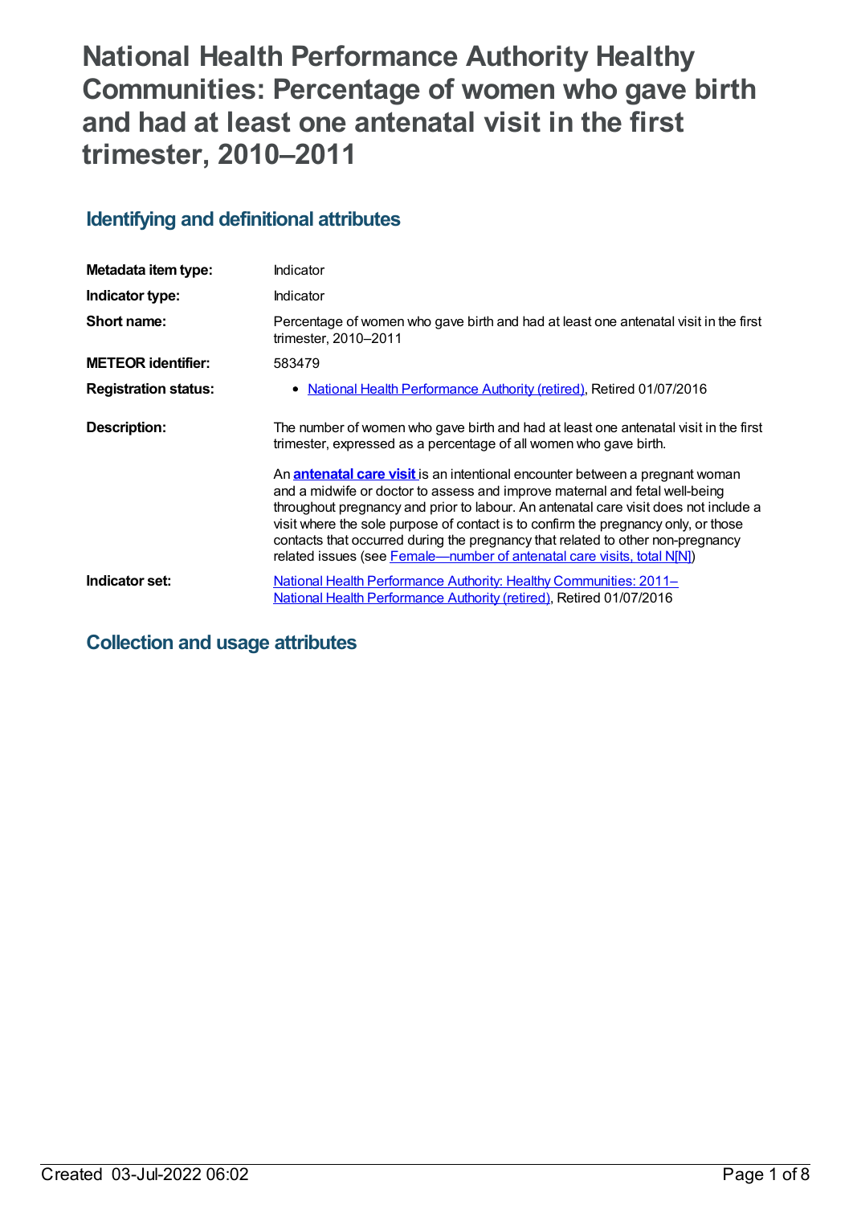# National Health Performance Authority Healthy Communities: Percentage of women who gave birth and had at least one antenatal visit in the first trimester, 2010–2011

## Identifying and definitional attributes

| | |
|---|---|
| **Metadata item type:** | Indicator |
| **Indicator type:** | Indicator |
| **Short name:** | Percentage of women who gave birth and had at least one antenatal visit in the first trimester, 2010–2011 |
| **METEOR identifier:** | 583479 |
| **Registration status:** | • National Health Performance Authority (retired), Retired 01/07/2016 |
| **Description:** | The number of women who gave birth and had at least one antenatal visit in the first trimester, expressed as a percentage of all women who gave birth.<br><br>An **antenatal care visit** is an intentional encounter between a pregnant woman and a midwife or doctor to assess and improve maternal and fetal well-being throughout pregnancy and prior to labour. An antenatal care visit does not include a visit where the sole purpose of contact is to confirm the pregnancy only, or those contacts that occurred during the pregnancy that related to other non-pregnancy related issues (see Female—number of antenatal care visits, total N[N]) |
| **Indicator set:** | National Health Performance Authority: Healthy Communities: 2011– National Health Performance Authority (retired), Retired 01/07/2016 |

## Collection and usage attributes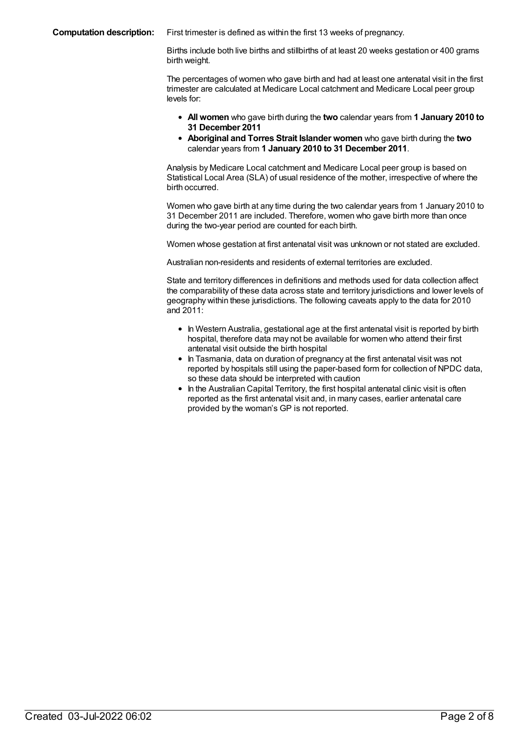**Computation description:** First trimester is defined as within the first 13 weeks of pregnancy.

Births include both live births and stillbirths of at least 20 weeks gestation or 400 grams birth weight.

The percentages of women who gave birth and had at least one antenatal visit in the first trimester are calculated at Medicare Local catchment and Medicare Local peer group levels for:

- **All women** who gave birth during the **two** calendar years from **1 January 2010 to 31 December 2011**
- **Aboriginal and Torres Strait Islander women** who gave birth during the **two** calendar years from **1 January 2010 to 31 December 2011**.

Analysis by Medicare Local catchment and Medicare Local peer group is based on Statistical Local Area (SLA) of usual residence of the mother, irrespective of where the birth occurred.

Women who gave birth at any time during the two calendar years from 1 January 2010 to 31 December 2011 are included. Therefore, women who gave birth more than once during the two-year period are counted for each birth.

Women whose gestation at first antenatal visit was unknown or not stated are excluded.

Australian non-residents and residents of external territories are excluded.

State and territory differences in definitions and methods used for data collection affect the comparability of these data across state and territory jurisdictions and lower levels of geography within these jurisdictions. The following caveats apply to the data for 2010 and 2011:

- In Western Australia, gestational age at the first antenatal visit is reported by birth hospital, therefore data may not be available for women who attend their first antenatal visit outside the birth hospital
- In Tasmania, data on duration of pregnancy at the first antenatal visit was not reported by hospitals still using the paper-based form for collection of NPDC data, so these data should be interpreted with caution
- In the Australian Capital Territory, the first hospital antenatal clinic visit is often reported as the first antenatal visit and, in many cases, earlier antenatal care provided by the woman's GP is not reported.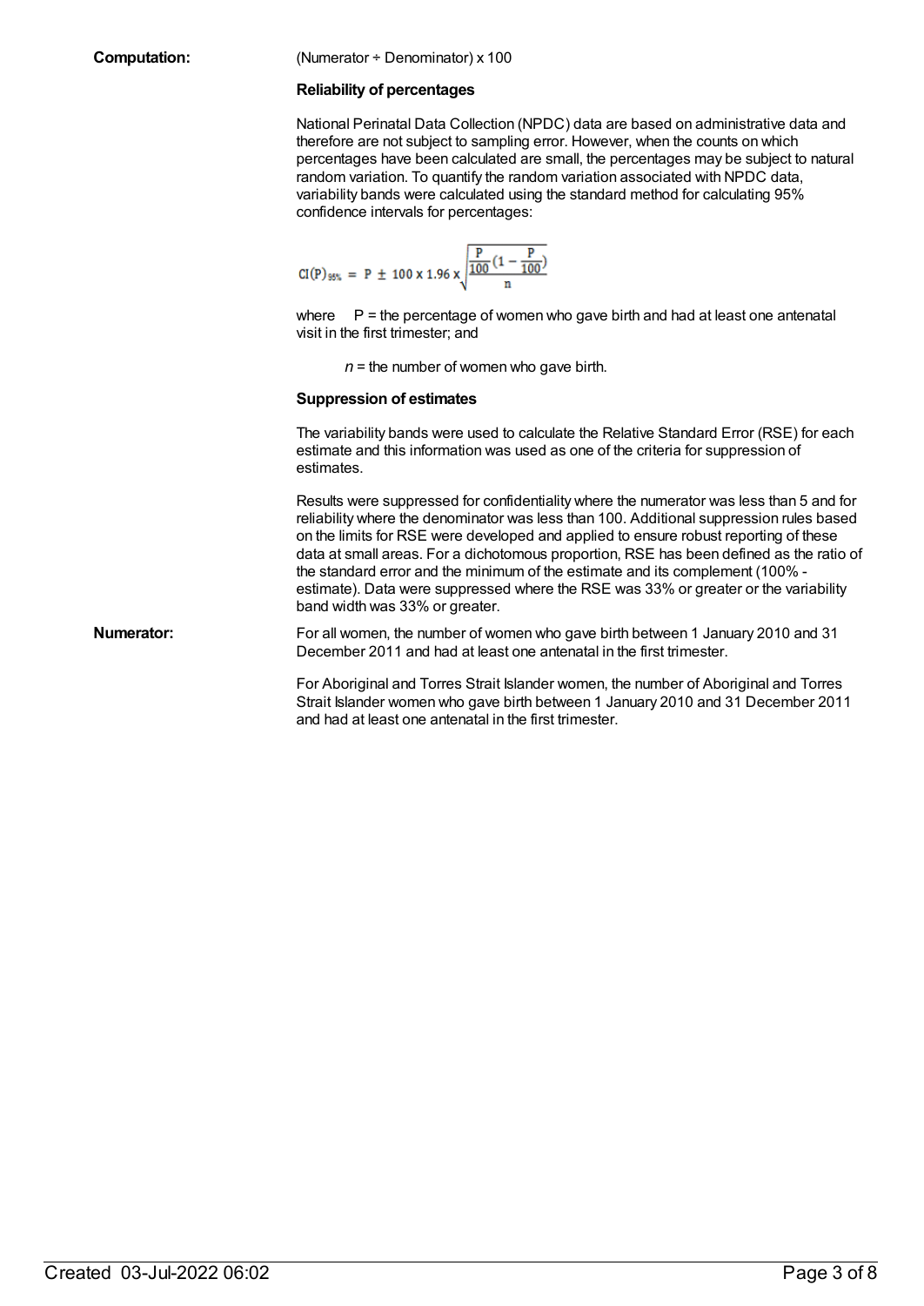**Computation:** (Numerator ÷ Denominator) x 100

**Reliability of percentages**

National Perinatal Data Collection (NPDC) data are based on administrative data and therefore are not subject to sampling error. However, when the counts on which percentages have been calculated are small, the percentages may be subject to natural random variation. To quantify the random variation associated with NPDC data, variability bands were calculated using the standard method for calculating 95% confidence intervals for percentages:

$$CI(P)_{95\%} = P \pm 100 \times 1.96 \times \sqrt{\frac{\frac{P}{100}\left(1 - \frac{P}{100}\right)}{n}}$$

where P = the percentage of women who gave birth and had at least one antenatal visit in the first trimester; and

*n* = the number of women who gave birth.

**Suppression of estimates**

The variability bands were used to calculate the Relative Standard Error (RSE) for each estimate and this information was used as one of the criteria for suppression of estimates.

Results were suppressed for confidentiality where the numerator was less than 5 and for reliability where the denominator was less than 100. Additional suppression rules based on the limits for RSE were developed and applied to ensure robust reporting of these data at small areas. For a dichotomous proportion, RSE has been defined as the ratio of the standard error and the minimum of the estimate and its complement (100% - estimate). Data were suppressed where the RSE was 33% or greater or the variability band width was 33% or greater.

**Numerator:** For all women, the number of women who gave birth between 1 January 2010 and 31 December 2011 and had at least one antenatal in the first trimester.

For Aboriginal and Torres Strait Islander women, the number of Aboriginal and Torres Strait Islander women who gave birth between 1 January 2010 and 31 December 2011 and had at least one antenatal in the first trimester.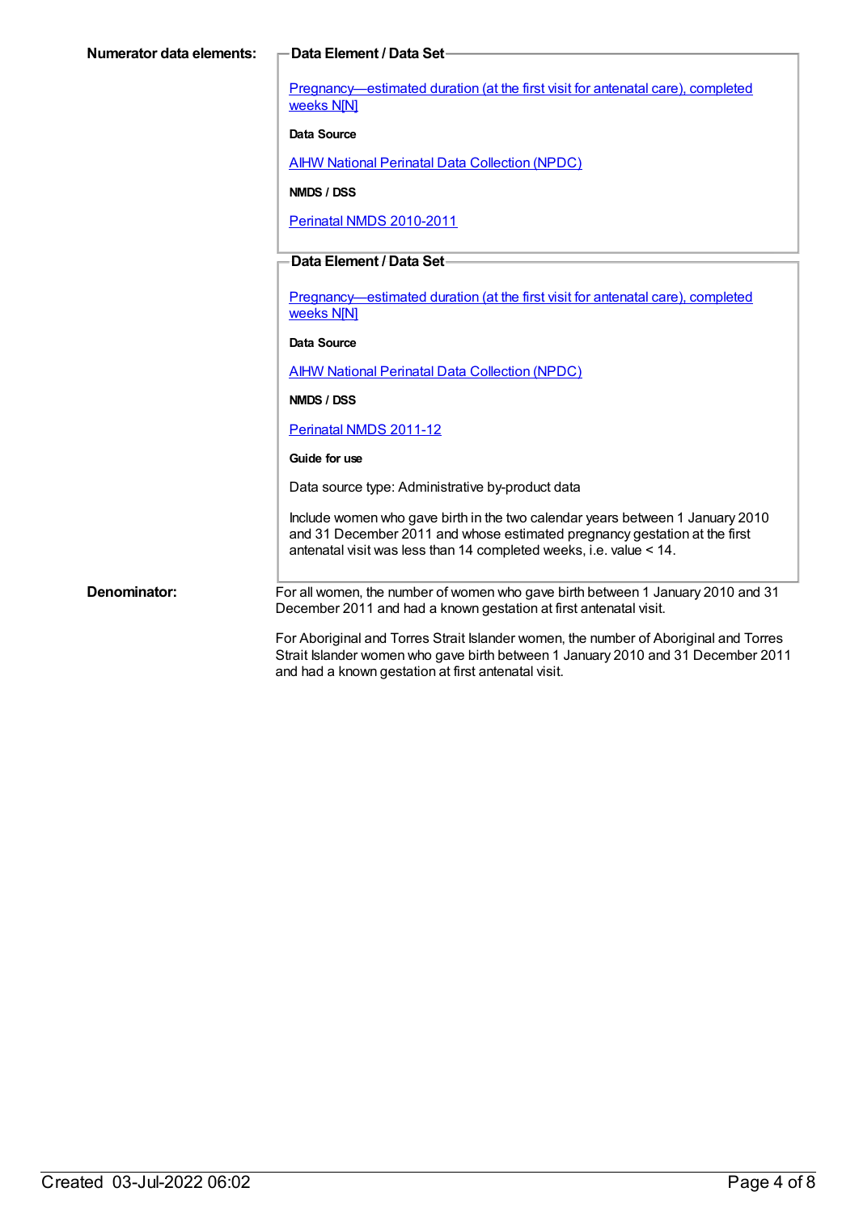**Numerator data elements:**

**Data Element / Data Set**

Pregnancy—estimated duration (at the first visit for antenatal care), completed weeks N[N]

**Data Source**

AIHW National Perinatal Data Collection (NPDC)

**NMDS / DSS**

Perinatal NMDS 2010-2011

**Data Element / Data Set**

Pregnancy—estimated duration (at the first visit for antenatal care), completed weeks N[N]

**Data Source**

AIHW National Perinatal Data Collection (NPDC)

**NMDS / DSS**

Perinatal NMDS 2011-12

**Guide for use**

Data source type: Administrative by-product data

Include women who gave birth in the two calendar years between 1 January 2010 and 31 December 2011 and whose estimated pregnancy gestation at the first antenatal visit was less than 14 completed weeks, i.e. value < 14.

**Denominator:**

For all women, the number of women who gave birth between 1 January 2010 and 31 December 2011 and had a known gestation at first antenatal visit.

For Aboriginal and Torres Strait Islander women, the number of Aboriginal and Torres Strait Islander women who gave birth between 1 January 2010 and 31 December 2011 and had a known gestation at first antenatal visit.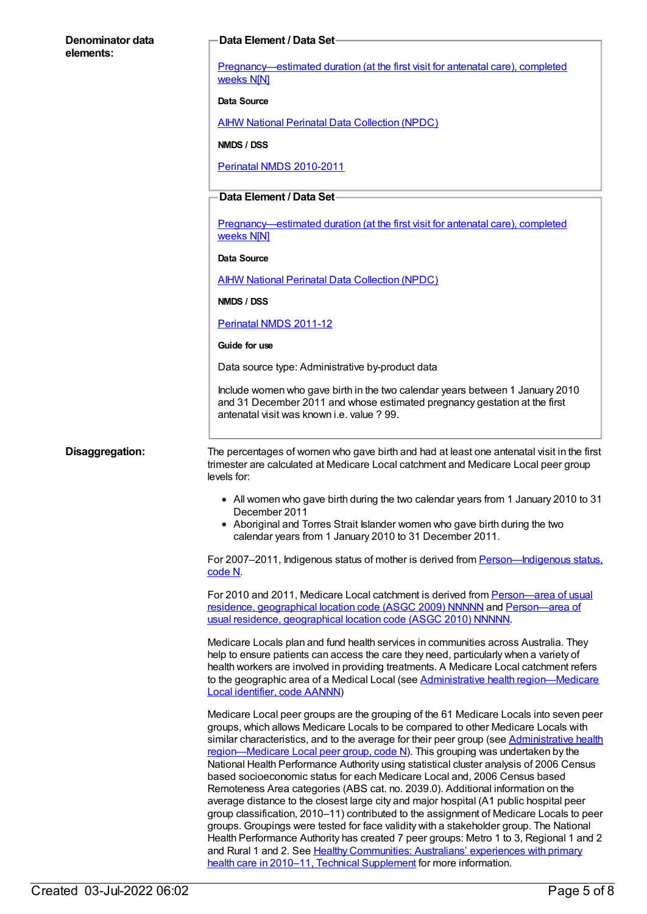**Denominator data elements:**

**Data Element / Data Set**

[Pregnancy—estimated duration (at the first visit for antenatal care), completed weeks N[N]]

**Data Source**

AIHW National Perinatal Data Collection (NPDC)

**NMDS / DSS**

Perinatal NMDS 2010-2011

**Data Element / Data Set**

[Pregnancy—estimated duration (at the first visit for antenatal care), completed weeks N[N]]

**Data Source**

AIHW National Perinatal Data Collection (NPDC)

**NMDS / DSS**

Perinatal NMDS 2011-12

**Guide for use**

Data source type: Administrative by-product data

Include women who gave birth in the two calendar years between 1 January 2010 and 31 December 2011 and whose estimated pregnancy gestation at the first antenatal visit was known i.e. value ? 99.

**Disaggregation:**

The percentages of women who gave birth and had at least one antenatal visit in the first trimester are calculated at Medicare Local catchment and Medicare Local peer group levels for:

- All women who gave birth during the two calendar years from 1 January 2010 to 31 December 2011
- Aboriginal and Torres Strait Islander women who gave birth during the two calendar years from 1 January 2010 to 31 December 2011.

For 2007–2011, Indigenous status of mother is derived from Person—Indigenous status, code N.

For 2010 and 2011, Medicare Local catchment is derived from Person—area of usual residence, geographical location code (ASGC 2009) NNNNN and Person—area of usual residence, geographical location code (ASGC 2010) NNNNN.

Medicare Locals plan and fund health services in communities across Australia. They help to ensure patients can access the care they need, particularly when a variety of health workers are involved in providing treatments. A Medicare Local catchment refers to the geographic area of a Medical Local (see Administrative health region—Medicare Local identifier, code AANNN)

Medicare Local peer groups are the grouping of the 61 Medicare Locals into seven peer groups, which allows Medicare Locals to be compared to other Medicare Locals with similar characteristics, and to the average for their peer group (see Administrative health region—Medicare Local peer group, code N). This grouping was undertaken by the National Health Performance Authority using statistical cluster analysis of 2006 Census based socioeconomic status for each Medicare Local and, 2006 Census based Remoteness Area categories (ABS cat. no. 2039.0). Additional information on the average distance to the closest large city and major hospital (A1 public hospital peer group classification, 2010–11) contributed to the assignment of Medicare Locals to peer groups. Groupings were tested for face validity with a stakeholder group. The National Health Performance Authority has created 7 peer groups: Metro 1 to 3, Regional 1 and 2 and Rural 1 and 2. See Healthy Communities: Australians' experiences with primary health care in 2010–11, Technical Supplement for more information.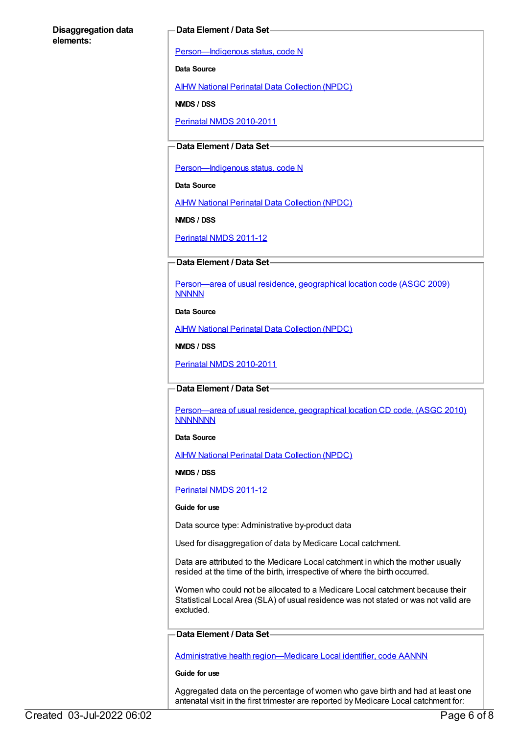**Disaggregation data elements:**

**Data Element / Data Set**

Person—Indigenous status, code N

**Data Source**

AIHW National Perinatal Data Collection (NPDC)

**NMDS / DSS**

Perinatal NMDS 2010-2011

**Data Element / Data Set**

Person—Indigenous status, code N

**Data Source**

AIHW National Perinatal Data Collection (NPDC)

**NMDS / DSS**

Perinatal NMDS 2011-12

**Data Element / Data Set**

Person—area of usual residence, geographical location code (ASGC 2009) NNNNN

**Data Source**

AIHW National Perinatal Data Collection (NPDC)

**NMDS / DSS**

Perinatal NMDS 2010-2011

**Data Element / Data Set**

Person—area of usual residence, geographical location CD code, (ASGC 2010) NNNNNNN

**Data Source**

AIHW National Perinatal Data Collection (NPDC)

**NMDS / DSS**

Perinatal NMDS 2011-12

**Guide for use**

Data source type: Administrative by-product data

Used for disaggregation of data by Medicare Local catchment.

Data are attributed to the Medicare Local catchment in which the mother usually resided at the time of the birth, irrespective of where the birth occurred.

Women who could not be allocated to a Medicare Local catchment because their Statistical Local Area (SLA) of usual residence was not stated or was not valid are excluded.

**Data Element / Data Set**

Administrative health region—Medicare Local identifier, code AANNN

**Guide for use**

Aggregated data on the percentage of women who gave birth and had at least one antenatal visit in the first trimester are reported by Medicare Local catchment for: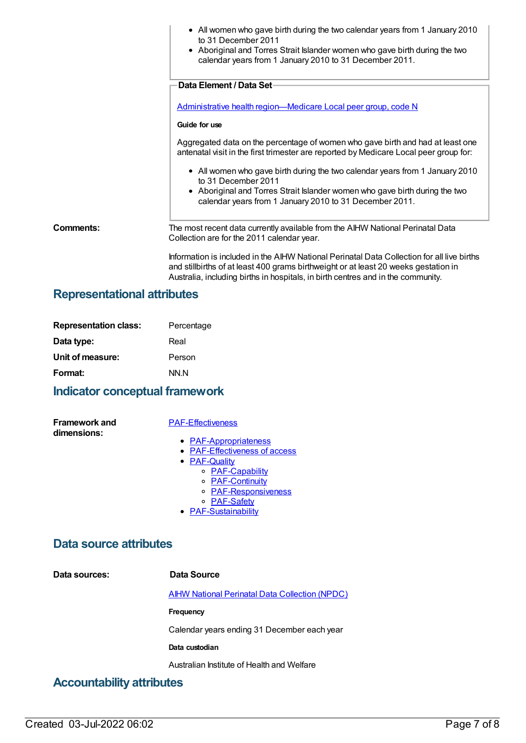- All women who gave birth during the two calendar years from 1 January 2010 to 31 December 2011
- Aboriginal and Torres Strait Islander women who gave birth during the two calendar years from 1 January 2010 to 31 December 2011.

**Data Element / Data Set**

[Administrative health region—Medicare Local peer group, code N](#)

**Guide for use**

Aggregated data on the percentage of women who gave birth and had at least one antenatal visit in the first trimester are reported by Medicare Local peer group for:

- All women who gave birth during the two calendar years from 1 January 2010 to 31 December 2011
- Aboriginal and Torres Strait Islander women who gave birth during the two calendar years from 1 January 2010 to 31 December 2011.

**Comments:**

The most recent data currently available from the AIHW National Perinatal Data Collection are for the 2011 calendar year.

Information is included in the AIHW National Perinatal Data Collection for all live births and stillbirths of at least 400 grams birthweight or at least 20 weeks gestation in Australia, including births in hospitals, in birth centres and in the community.

## Representational attributes

| | |
|---|---|
| **Representation class:** | Percentage |
| **Data type:** | Real |
| **Unit of measure:** | Person |
| **Format:** | NN.N |

## Indicator conceptual framework

**Framework and dimensions:**

[PAF-Effectiveness](#)

- [PAF-Appropriateness](#)
- [PAF-Effectiveness of access](#)
- [PAF-Quality](#)
    - [PAF-Capability](#)
    - [PAF-Continuity](#)
    - [PAF-Responsiveness](#)
    - [PAF-Safety](#)
- [PAF-Sustainability](#)

## Data source attributes

**Data sources:**

**Data Source**

[AIHW National Perinatal Data Collection (NPDC)](#)

**Frequency**

Calendar years ending 31 December each year

**Data custodian**

Australian Institute of Health and Welfare

## Accountability attributes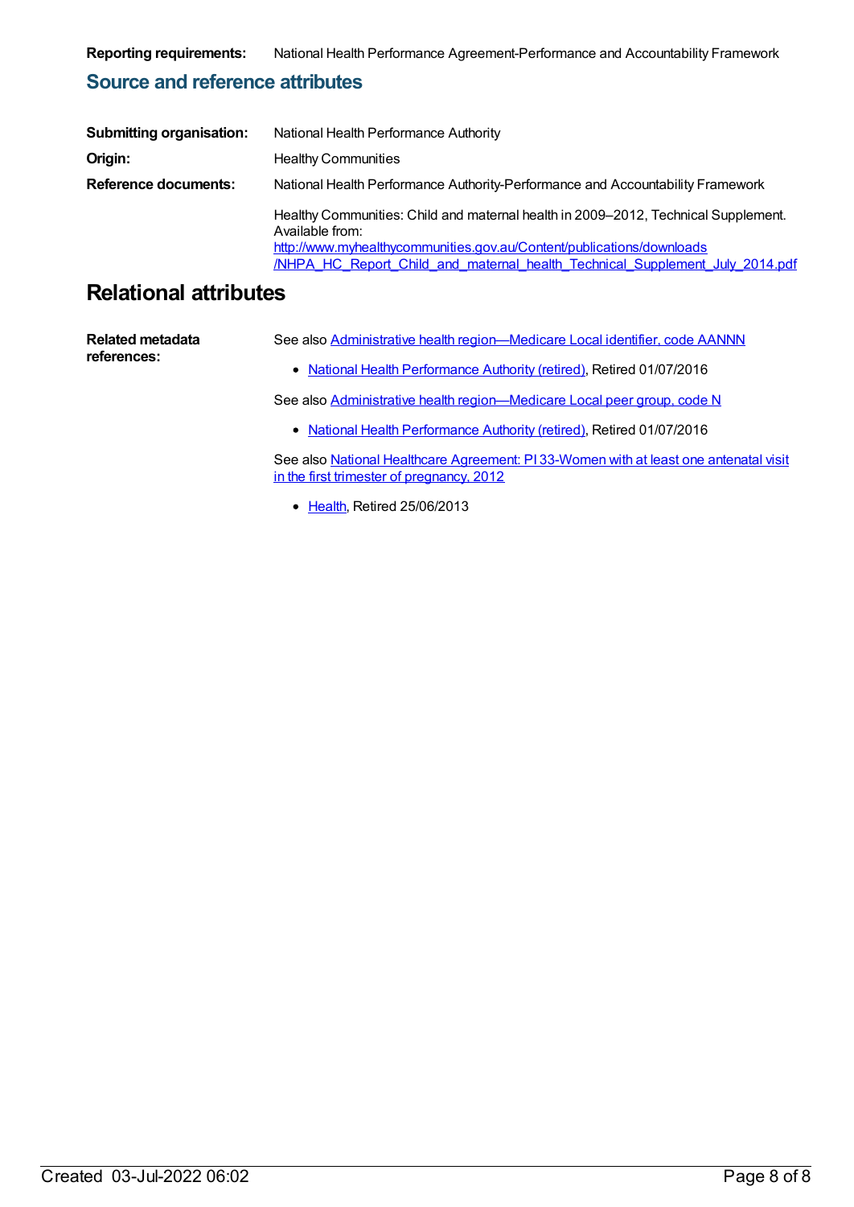**Reporting requirements:** National Health Performance Agreement-Performance and Accountability Framework

## Source and reference attributes

**Submitting organisation:** National Health Performance Authority

**Origin:** Healthy Communities

**Reference documents:** National Health Performance Authority-Performance and Accountability Framework

Healthy Communities: Child and maternal health in 2009–2012, Technical Supplement. Available from: http://www.myhealthycommunities.gov.au/Content/publications/downloads/NHPA_HC_Report_Child_and_maternal_health_Technical_Supplement_July_2014.pdf

# Relational attributes

**Related metadata references:**

See also Administrative health region—Medicare Local identifier, code AANNN

- National Health Performance Authority (retired), Retired 01/07/2016

See also Administrative health region—Medicare Local peer group, code N

- National Health Performance Authority (retired), Retired 01/07/2016

See also National Healthcare Agreement: PI 33-Women with at least one antenatal visit in the first trimester of pregnancy, 2012

- Health, Retired 25/06/2013